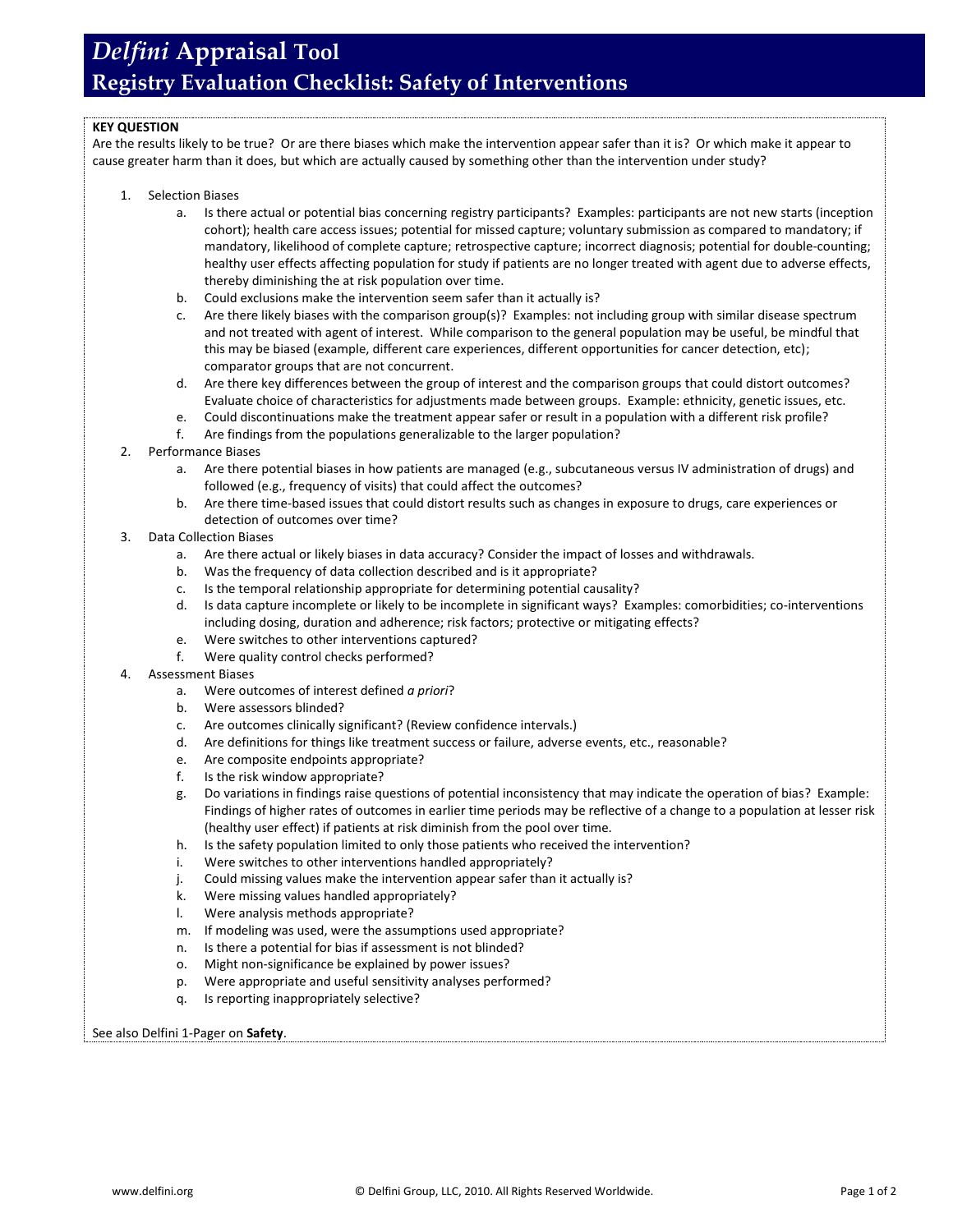# *Delfini* Appraisal Tool
## Registry Evaluation Checklist: Safety of Interventions

**KEY QUESTION**

Are the results likely to be true? Or are there biases which make the intervention appear safer than it is? Or which make it appear to cause greater harm than it does, but which are actually caused by something other than the intervention under study?

1. Selection Biases
    a. Is there actual or potential bias concerning registry participants? Examples: participants are not new starts (inception cohort); health care access issues; potential for missed capture; voluntary submission as compared to mandatory; if mandatory, likelihood of complete capture; retrospective capture; incorrect diagnosis; potential for double-counting; healthy user effects affecting population for study if patients are no longer treated with agent due to adverse effects, thereby diminishing the at risk population over time.
    b. Could exclusions make the intervention seem safer than it actually is?
    c. Are there likely biases with the comparison group(s)? Examples: not including group with similar disease spectrum and not treated with agent of interest. While comparison to the general population may be useful, be mindful that this may be biased (example, different care experiences, different opportunities for cancer detection, etc); comparator groups that are not concurrent.
    d. Are there key differences between the group of interest and the comparison groups that could distort outcomes? Evaluate choice of characteristics for adjustments made between groups. Example: ethnicity, genetic issues, etc.
    e. Could discontinuations make the treatment appear safer or result in a population with a different risk profile?
    f. Are findings from the populations generalizable to the larger population?
2. Performance Biases
    a. Are there potential biases in how patients are managed (e.g., subcutaneous versus IV administration of drugs) and followed (e.g., frequency of visits) that could affect the outcomes?
    b. Are there time-based issues that could distort results such as changes in exposure to drugs, care experiences or detection of outcomes over time?
3. Data Collection Biases
    a. Are there actual or likely biases in data accuracy? Consider the impact of losses and withdrawals.
    b. Was the frequency of data collection described and is it appropriate?
    c. Is the temporal relationship appropriate for determining potential causality?
    d. Is data capture incomplete or likely to be incomplete in significant ways? Examples: comorbidities; co-interventions including dosing, duration and adherence; risk factors; protective or mitigating effects?
    e. Were switches to other interventions captured?
    f. Were quality control checks performed?
4. Assessment Biases
    a. Were outcomes of interest defined *a priori*?
    b. Were assessors blinded?
    c. Are outcomes clinically significant? (Review confidence intervals.)
    d. Are definitions for things like treatment success or failure, adverse events, etc., reasonable?
    e. Are composite endpoints appropriate?
    f. Is the risk window appropriate?
    g. Do variations in findings raise questions of potential inconsistency that may indicate the operation of bias? Example: Findings of higher rates of outcomes in earlier time periods may be reflective of a change to a population at lesser risk (healthy user effect) if patients at risk diminish from the pool over time.
    h. Is the safety population limited to only those patients who received the intervention?
    i. Were switches to other interventions handled appropriately?
    j. Could missing values make the intervention appear safer than it actually is?
    k. Were missing values handled appropriately?
    l. Were analysis methods appropriate?
    m. If modeling was used, were the assumptions used appropriate?
    n. Is there a potential for bias if assessment is not blinded?
    o. Might non-significance be explained by power issues?
    p. Were appropriate and useful sensitivity analyses performed?
    q. Is reporting inappropriately selective?

See also Delfini 1-Pager on **Safety**.

www.delfini.org © Delfini Group, LLC, 2010. All Rights Reserved Worldwide.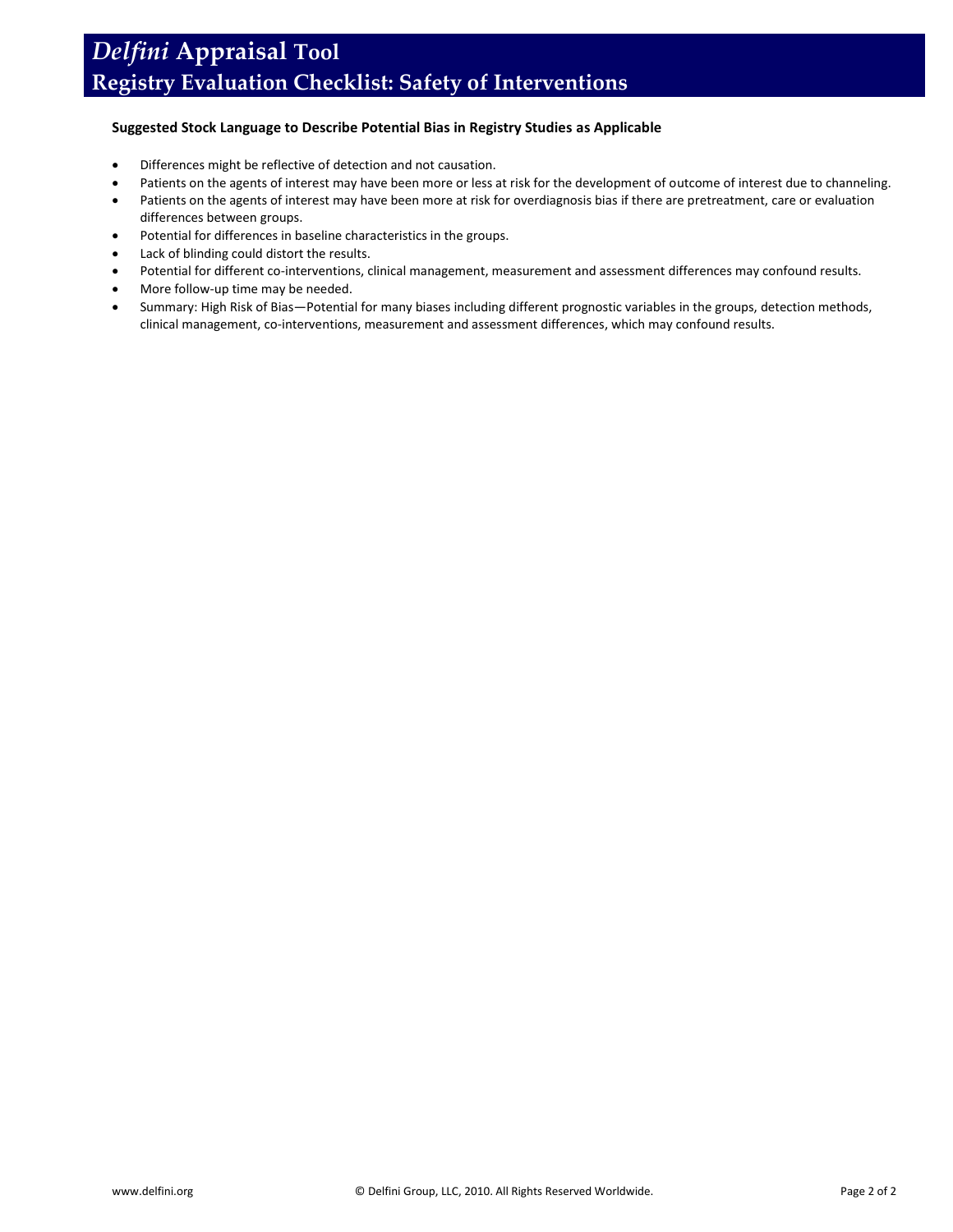# *Delfini* Appraisal Tool
## Registry Evaluation Checklist: Safety of Interventions

**Suggested Stock Language to Describe Potential Bias in Registry Studies as Applicable**

- Differences might be reflective of detection and not causation.
- Patients on the agents of interest may have been more or less at risk for the development of outcome of interest due to channeling.
- Patients on the agents of interest may have been more at risk for overdiagnosis bias if there are pretreatment, care or evaluation differences between groups.
- Potential for differences in baseline characteristics in the groups.
- Lack of blinding could distort the results.
- Potential for different co-interventions, clinical management, measurement and assessment differences may confound results.
- More follow-up time may be needed.
- Summary: High Risk of Bias—Potential for many biases including different prognostic variables in the groups, detection methods, clinical management, co-interventions, measurement and assessment differences, which may confound results.